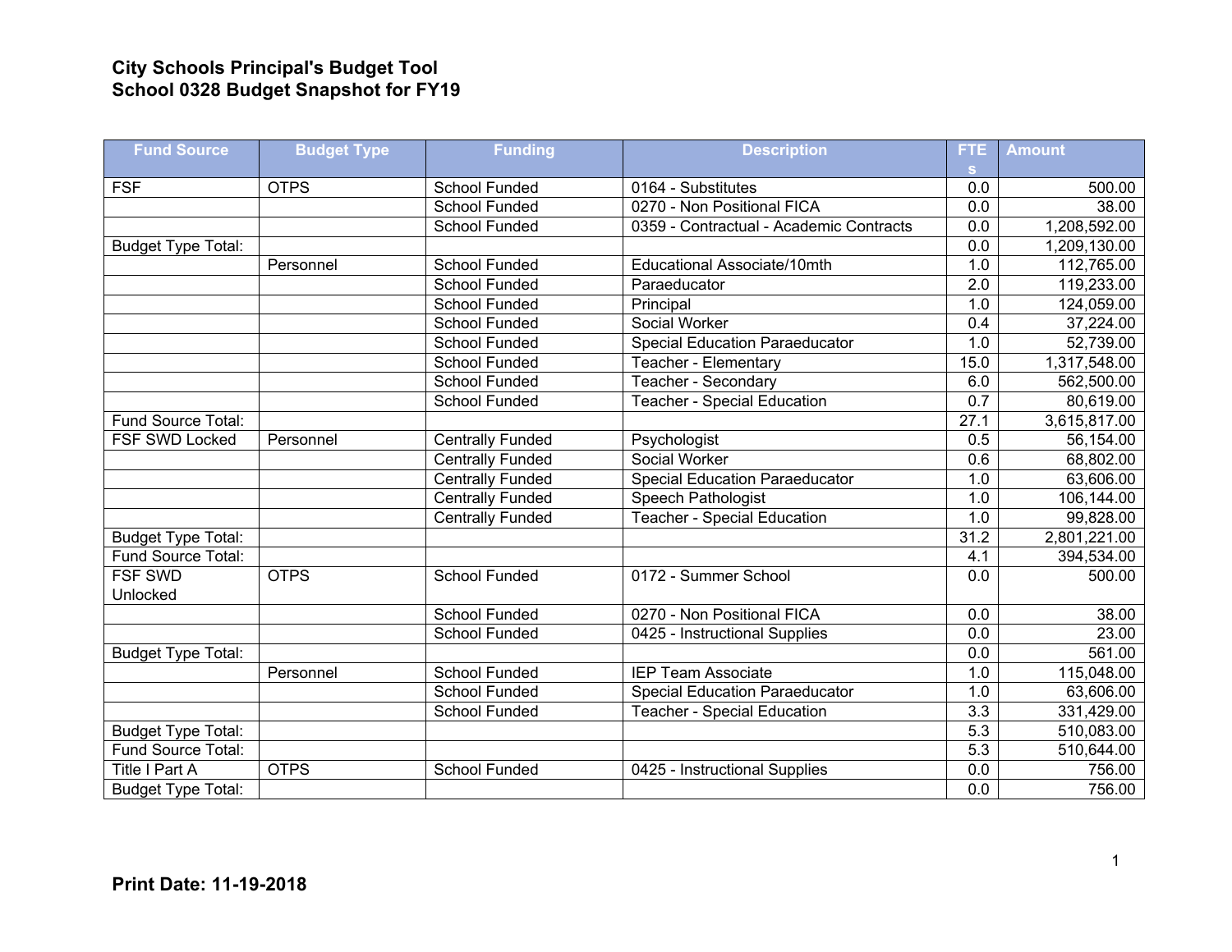**City Schools Principal's Budget Tool**
**School 0328 Budget Snapshot for FY19**

| Fund Source | Budget Type | Funding | Description | FTEs | Amount |
|---|---|---|---|---|---|
| FSF | OTPS | School Funded | 0164 - Substitutes | 0.0 | 500.00 |
| | | School Funded | 0270 - Non Positional FICA | 0.0 | 38.00 |
| | | School Funded | 0359 - Contractual - Academic Contracts | 0.0 | 1,208,592.00 |
| Budget Type Total: | | | | 0.0 | 1,209,130.00 |
| | Personnel | School Funded | Educational Associate/10mth | 1.0 | 112,765.00 |
| | | School Funded | Paraeducator | 2.0 | 119,233.00 |
| | | School Funded | Principal | 1.0 | 124,059.00 |
| | | School Funded | Social Worker | 0.4 | 37,224.00 |
| | | School Funded | Special Education Paraeducator | 1.0 | 52,739.00 |
| | | School Funded | Teacher - Elementary | 15.0 | 1,317,548.00 |
| | | School Funded | Teacher - Secondary | 6.0 | 562,500.00 |
| | | School Funded | Teacher - Special Education | 0.7 | 80,619.00 |
| Fund Source Total: | | | | 27.1 | 3,615,817.00 |
| FSF SWD Locked | Personnel | Centrally Funded | Psychologist | 0.5 | 56,154.00 |
| | | Centrally Funded | Social Worker | 0.6 | 68,802.00 |
| | | Centrally Funded | Special Education Paraeducator | 1.0 | 63,606.00 |
| | | Centrally Funded | Speech Pathologist | 1.0 | 106,144.00 |
| | | Centrally Funded | Teacher - Special Education | 1.0 | 99,828.00 |
| Budget Type Total: | | | | 31.2 | 2,801,221.00 |
| Fund Source Total: | | | | 4.1 | 394,534.00 |
| FSF SWD Unlocked | OTPS | School Funded | 0172 - Summer School | 0.0 | 500.00 |
| | | School Funded | 0270 - Non Positional FICA | 0.0 | 38.00 |
| | | School Funded | 0425 - Instructional Supplies | 0.0 | 23.00 |
| Budget Type Total: | | | | 0.0 | 561.00 |
| | Personnel | School Funded | IEP Team Associate | 1.0 | 115,048.00 |
| | | School Funded | Special Education Paraeducator | 1.0 | 63,606.00 |
| | | School Funded | Teacher - Special Education | 3.3 | 331,429.00 |
| Budget Type Total: | | | | 5.3 | 510,083.00 |
| Fund Source Total: | | | | 5.3 | 510,644.00 |
| Title I Part A | OTPS | School Funded | 0425 - Instructional Supplies | 0.0 | 756.00 |
| Budget Type Total: | | | | 0.0 | 756.00 |

**Print Date: 11-19-2018**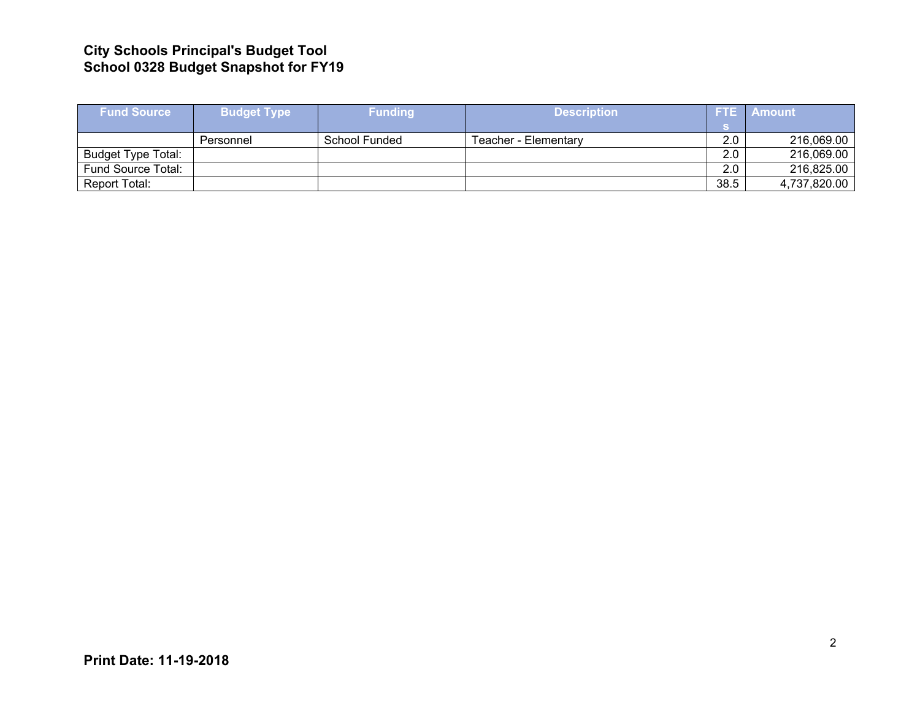**City Schools Principal's Budget Tool**
**School 0328 Budget Snapshot for FY19**

| Fund Source | Budget Type | Funding | Description | FTEs | Amount |
|---|---|---|---|---|---|
| | Personnel | School Funded | Teacher - Elementary | 2.0 | 216,069.00 |
| Budget Type Total: | | | | 2.0 | 216,069.00 |
| Fund Source Total: | | | | 2.0 | 216,825.00 |
| Report Total: | | | | 38.5 | 4,737,820.00 |

**Print Date: 11-19-2018**